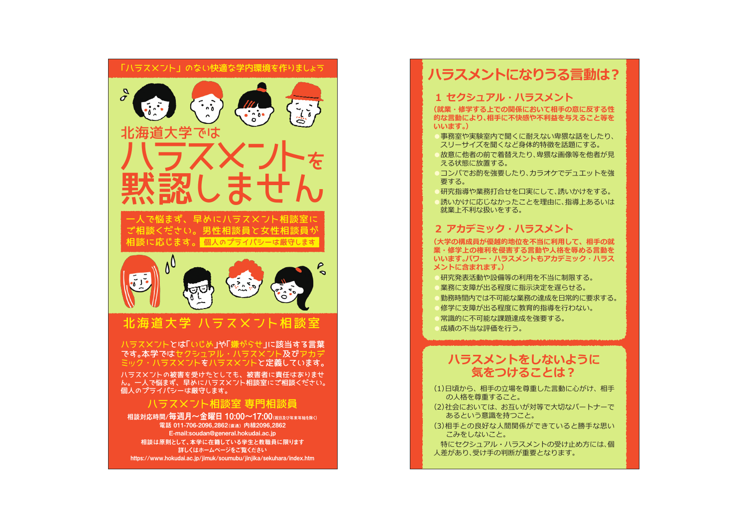「ハラスメント」のない快適な学内環境を作りましょう

# 北海道大学では ハラスメントを黙認しません

一人で悩まず、早めにハラスメント相談室にご相談ください。男性相談員と女性相談員が相談に応じます。**個人のプライバシーは厳守します**

## 北海道大学 ハラスメント相談室

ハラスメントとは「いじめ」や「嫌がらせ」に該当する言葉です。本学ではセクシュアル・ハラスメント及びアカデミック・ハラスメントをハラスメントと定義しています。

ハラスメントの被害を受けたとしても、被害者に責任はありません。一人で悩まず、早めにハラスメント相談室にご相談ください。個人のプライバシーは厳守します。

### ハラスメント相談室 専門相談員

**相談対応時間/毎週月～金曜日 10:00～17:00**（祝日及び年末年始を除く）

電話 011-706-2096,2862（直通） 内線2096,2862

E-mail:soudan@general.hokudai.ac.jp

相談は原則として、本学に在籍している学生と教職員に限ります

詳しくはホームページをご覧ください

https://www.hokudai.ac.jp/jimuk/soumubu/jinjika/sekuhara/index.htm

## ハラスメントになりうる言動は？

### 1 セクシュアル・ハラスメント

**（就業・修学する上での関係において相手の意に反する性的な言動により、相手に不快感や不利益を与えること等をいいます。）**

- 事務室や実験室内で聞くに耐えない卑猥な話をしたり、スリーサイズを聞くなど身体的特徴を話題にする。
- 故意に他者の前で着替えたり、卑猥な画像等を他者が見える状態に放置する。
- コンパでお酌を強要したり、カラオケでデュエットを強要する。
- 研究指導や業務打合せを口実にして、誘いかけをする。
- 誘いかけに応じなかったことを理由に、指導上あるいは就業上不利な扱いをする。

### 2 アカデミック・ハラスメント

**（大学の構成員が優越的地位を不当に利用して、相手の就業・修学上の権利を侵害する言動や人格を辱める言動をいいます。パワー・ハラスメントもアカデミック・ハラスメントに含まれます。）**

- 研究発表活動や設備等の利用を不当に制限する。
- 業務に支障が出る程度に指示決定を遅らせる。
- 勤務時間内では不可能な業務の達成を日常的に要求する。
- 修学に支障が出る程度に教育的指導を行わない。
- 常識的に不可能な課題達成を強要する。
- 成績の不当な評価を行う。

## ハラスメントをしないように気をつけることは？

（1）日頃から、相手の立場を尊重した言動に心がけ、相手の人格を尊重すること。

（2）社会においては、お互いが対等で大切なパートナーであるという意識を持つこと。

（3）相手との良好な人間関係ができていると勝手な思いこみをしないこと。

特にセクシュアル・ハラスメントの受け止め方には、個人差があり、受け手の判断が重要となります。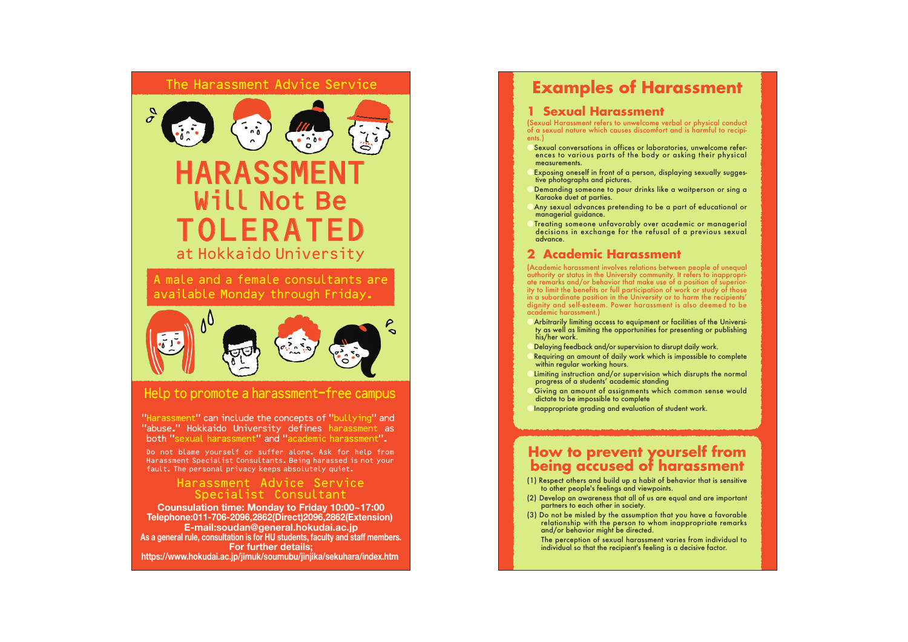# The Harassment Advice Service

# HARASSMENT Will Not Be TOLERATED at Hokkaido University

A male and a female consultants are available Monday through Friday.

## Help to promote a harassment-free campus

"Harassment" can include the concepts of "bullying" and "abuse." Hokkaido University defines harassment as both "sexual harassment" and "academic harassment".

Do not blame yourself or suffer alone. Ask for help from Harassment Specialist Consultants. Being harassed is not your fault. The personal privacy keeps absolutely quiet.

### Harassment Advice Service Specialist Consultant

**Counsulation time: Monday to Friday 10:00~17:00**
**Telephone:011-706-2096,2862(Direct)2096,2862(Extension)**
**E-mail:soudan@general.hokudai.ac.jp**
**As a general rule, consultation is for HU students, faculty and staff members.**
**For further details;**
**https://www.hokudai.ac.jp/jimuk/soumubu/jinjika/sekuhara/index.htm**

# Examples of Harassment

## 1 Sexual Harassment

(Sexual Harassment refers to unwelcome verbal or physical conduct of a sexual nature which causes discomfort and is harmful to recipients.)

- Sexual conversations in offices or laboratories, unwelcome references to various parts of the body or asking their physical measurements.
- Exposing oneself in front of a person, displaying sexually suggestive photographs and pictures.
- Demanding someone to pour drinks like a waitperson or sing a Karaoke duet at parties.
- Any sexual advances pretending to be a part of educational or managerial guidance.
- Treating someone unfavorably over academic or managerial decisions in exchange for the refusal of a previous sexual advance.

## 2 Academic Harassment

(Academic harassment involves relations between people of unequal authority or status in the University community. It refers to inappropriate remarks and/or behavior that make use of a position of superiority to limit the benefits or full participation of work or study of those in a subordinate position in the University or to harm the recipients' dignity and self-esteem. Power harassment is also deemed to be academic harassment.)

- Arbitrarily limiting access to equipment or facilities of the University as well as limiting the opportunities for presenting or publishing his/her work.
- Delaying feedback and/or supervision to disrupt daily work.
- Requiring an amount of daily work which is impossible to complete within regular working hours.
- Limiting instruction and/or supervision which disrupts the normal progress of a students' academic standing
- Giving an amount of assignments which common sense would dictate to be impossible to complete
- Inappropriate grading and evaluation of student work.

# How to prevent yourself from being accused of harassment

(1) Respect others and build up a habit of behavior that is sensitive to other people's feelings and viewpoints.

(2) Develop an awareness that all of us are equal and are important partners to each other in society.

(3) Do not be misled by the assumption that you have a favorable relationship with the person to whom inappropriate remarks and/or behavior might be directed.

The perception of sexual harassment varies from individual to individual so that the recipient's feeling is a decisive factor.